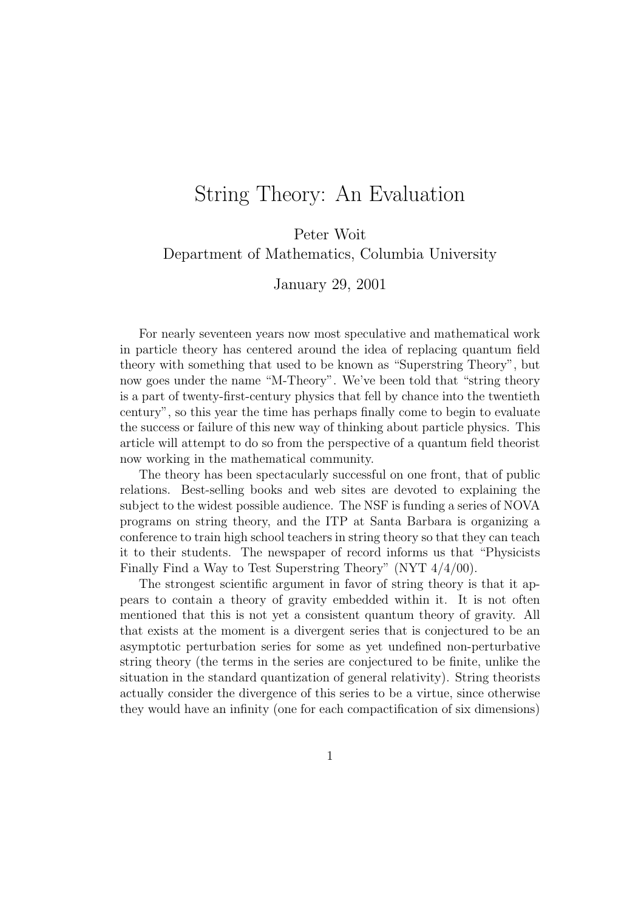# String Theory: An Evaluation

Peter Woit
Department of Mathematics, Columbia University

January 29, 2001

For nearly seventeen years now most speculative and mathematical work in particle theory has centered around the idea of replacing quantum field theory with something that used to be known as "Superstring Theory", but now goes under the name "M-Theory". We've been told that "string theory is a part of twenty-first-century physics that fell by chance into the twentieth century", so this year the time has perhaps finally come to begin to evaluate the success or failure of this new way of thinking about particle physics. This article will attempt to do so from the perspective of a quantum field theorist now working in the mathematical community.

The theory has been spectacularly successful on one front, that of public relations. Best-selling books and web sites are devoted to explaining the subject to the widest possible audience. The NSF is funding a series of NOVA programs on string theory, and the ITP at Santa Barbara is organizing a conference to train high school teachers in string theory so that they can teach it to their students. The newspaper of record informs us that "Physicists Finally Find a Way to Test Superstring Theory" (NYT 4/4/00).

The strongest scientific argument in favor of string theory is that it appears to contain a theory of gravity embedded within it. It is not often mentioned that this is not yet a consistent quantum theory of gravity. All that exists at the moment is a divergent series that is conjectured to be an asymptotic perturbation series for some as yet undefined non-perturbative string theory (the terms in the series are conjectured to be finite, unlike the situation in the standard quantization of general relativity). String theorists actually consider the divergence of this series to be a virtue, since otherwise they would have an infinity (one for each compactification of six dimensions)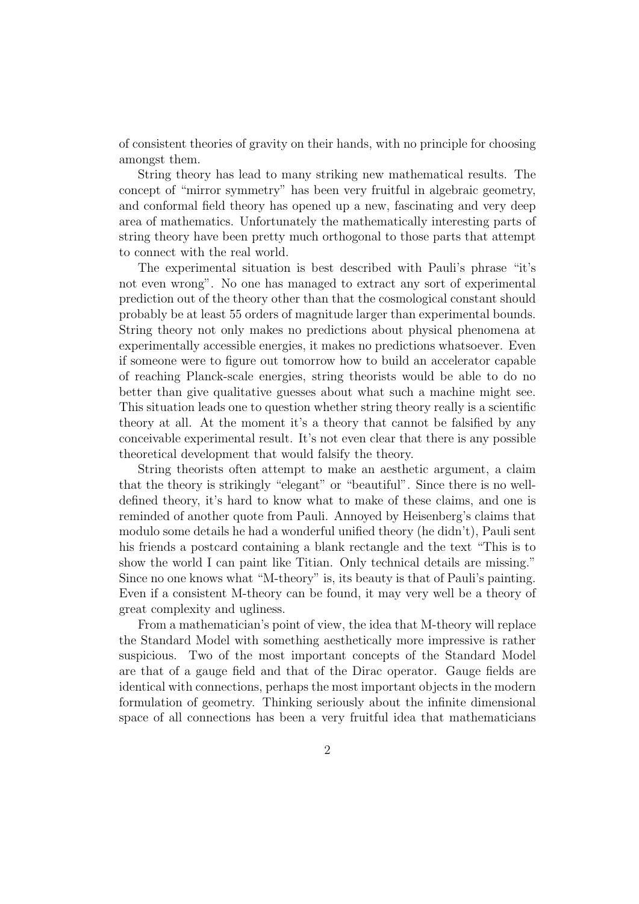of consistent theories of gravity on their hands, with no principle for choosing amongst them.

String theory has lead to many striking new mathematical results. The concept of "mirror symmetry" has been very fruitful in algebraic geometry, and conformal field theory has opened up a new, fascinating and very deep area of mathematics. Unfortunately the mathematically interesting parts of string theory have been pretty much orthogonal to those parts that attempt to connect with the real world.

The experimental situation is best described with Pauli's phrase "it's not even wrong". No one has managed to extract any sort of experimental prediction out of the theory other than that the cosmological constant should probably be at least 55 orders of magnitude larger than experimental bounds. String theory not only makes no predictions about physical phenomena at experimentally accessible energies, it makes no predictions whatsoever. Even if someone were to figure out tomorrow how to build an accelerator capable of reaching Planck-scale energies, string theorists would be able to do no better than give qualitative guesses about what such a machine might see. This situation leads one to question whether string theory really is a scientific theory at all. At the moment it's a theory that cannot be falsified by any conceivable experimental result. It's not even clear that there is any possible theoretical development that would falsify the theory.

String theorists often attempt to make an aesthetic argument, a claim that the theory is strikingly "elegant" or "beautiful". Since there is no well-defined theory, it's hard to know what to make of these claims, and one is reminded of another quote from Pauli. Annoyed by Heisenberg's claims that modulo some details he had a wonderful unified theory (he didn't), Pauli sent his friends a postcard containing a blank rectangle and the text "This is to show the world I can paint like Titian. Only technical details are missing." Since no one knows what "M-theory" is, its beauty is that of Pauli's painting. Even if a consistent M-theory can be found, it may very well be a theory of great complexity and ugliness.

From a mathematician's point of view, the idea that M-theory will replace the Standard Model with something aesthetically more impressive is rather suspicious. Two of the most important concepts of the Standard Model are that of a gauge field and that of the Dirac operator. Gauge fields are identical with connections, perhaps the most important objects in the modern formulation of geometry. Thinking seriously about the infinite dimensional space of all connections has been a very fruitful idea that mathematicians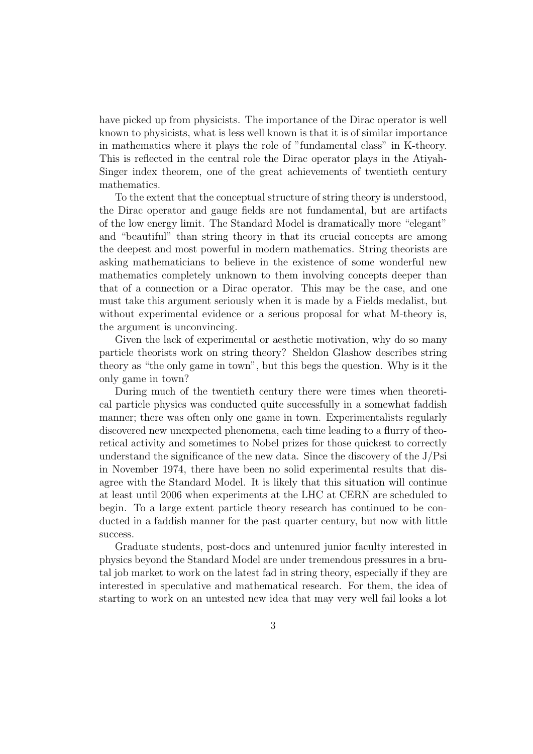have picked up from physicists. The importance of the Dirac operator is well known to physicists, what is less well known is that it is of similar importance in mathematics where it plays the role of "fundamental class" in K-theory. This is reflected in the central role the Dirac operator plays in the Atiyah-Singer index theorem, one of the great achievements of twentieth century mathematics.

To the extent that the conceptual structure of string theory is understood, the Dirac operator and gauge fields are not fundamental, but are artifacts of the low energy limit. The Standard Model is dramatically more "elegant" and "beautiful" than string theory in that its crucial concepts are among the deepest and most powerful in modern mathematics. String theorists are asking mathematicians to believe in the existence of some wonderful new mathematics completely unknown to them involving concepts deeper than that of a connection or a Dirac operator. This may be the case, and one must take this argument seriously when it is made by a Fields medalist, but without experimental evidence or a serious proposal for what M-theory is, the argument is unconvincing.

Given the lack of experimental or aesthetic motivation, why do so many particle theorists work on string theory? Sheldon Glashow describes string theory as "the only game in town", but this begs the question. Why is it the only game in town?

During much of the twentieth century there were times when theoretical particle physics was conducted quite successfully in a somewhat faddish manner; there was often only one game in town. Experimentalists regularly discovered new unexpected phenomena, each time leading to a flurry of theoretical activity and sometimes to Nobel prizes for those quickest to correctly understand the significance of the new data. Since the discovery of the J/Psi in November 1974, there have been no solid experimental results that disagree with the Standard Model. It is likely that this situation will continue at least until 2006 when experiments at the LHC at CERN are scheduled to begin. To a large extent particle theory research has continued to be conducted in a faddish manner for the past quarter century, but now with little success.

Graduate students, post-docs and untenured junior faculty interested in physics beyond the Standard Model are under tremendous pressures in a brutal job market to work on the latest fad in string theory, especially if they are interested in speculative and mathematical research. For them, the idea of starting to work on an untested new idea that may very well fail looks a lot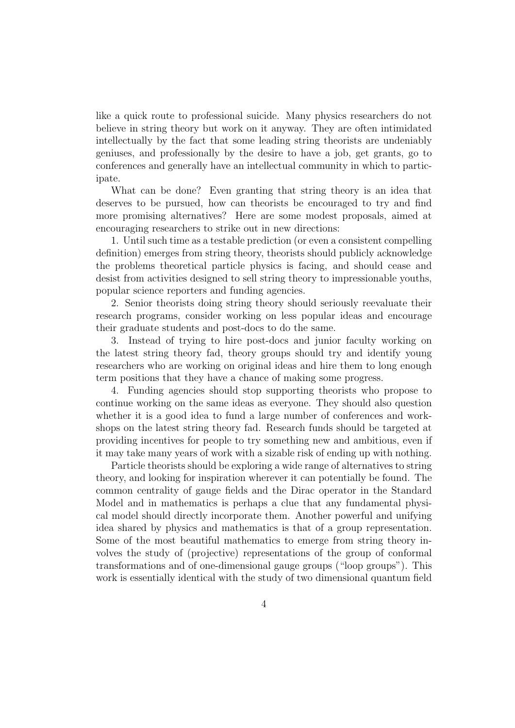like a quick route to professional suicide. Many physics researchers do not believe in string theory but work on it anyway. They are often intimidated intellectually by the fact that some leading string theorists are undeniably geniuses, and professionally by the desire to have a job, get grants, go to conferences and generally have an intellectual community in which to participate.

What can be done? Even granting that string theory is an idea that deserves to be pursued, how can theorists be encouraged to try and find more promising alternatives? Here are some modest proposals, aimed at encouraging researchers to strike out in new directions:

1. Until such time as a testable prediction (or even a consistent compelling definition) emerges from string theory, theorists should publicly acknowledge the problems theoretical particle physics is facing, and should cease and desist from activities designed to sell string theory to impressionable youths, popular science reporters and funding agencies.

2. Senior theorists doing string theory should seriously reevaluate their research programs, consider working on less popular ideas and encourage their graduate students and post-docs to do the same.

3. Instead of trying to hire post-docs and junior faculty working on the latest string theory fad, theory groups should try and identify young researchers who are working on original ideas and hire them to long enough term positions that they have a chance of making some progress.

4. Funding agencies should stop supporting theorists who propose to continue working on the same ideas as everyone. They should also question whether it is a good idea to fund a large number of conferences and workshops on the latest string theory fad. Research funds should be targeted at providing incentives for people to try something new and ambitious, even if it may take many years of work with a sizable risk of ending up with nothing.

Particle theorists should be exploring a wide range of alternatives to string theory, and looking for inspiration wherever it can potentially be found. The common centrality of gauge fields and the Dirac operator in the Standard Model and in mathematics is perhaps a clue that any fundamental physical model should directly incorporate them. Another powerful and unifying idea shared by physics and mathematics is that of a group representation. Some of the most beautiful mathematics to emerge from string theory involves the study of (projective) representations of the group of conformal transformations and of one-dimensional gauge groups ("loop groups"). This work is essentially identical with the study of two dimensional quantum field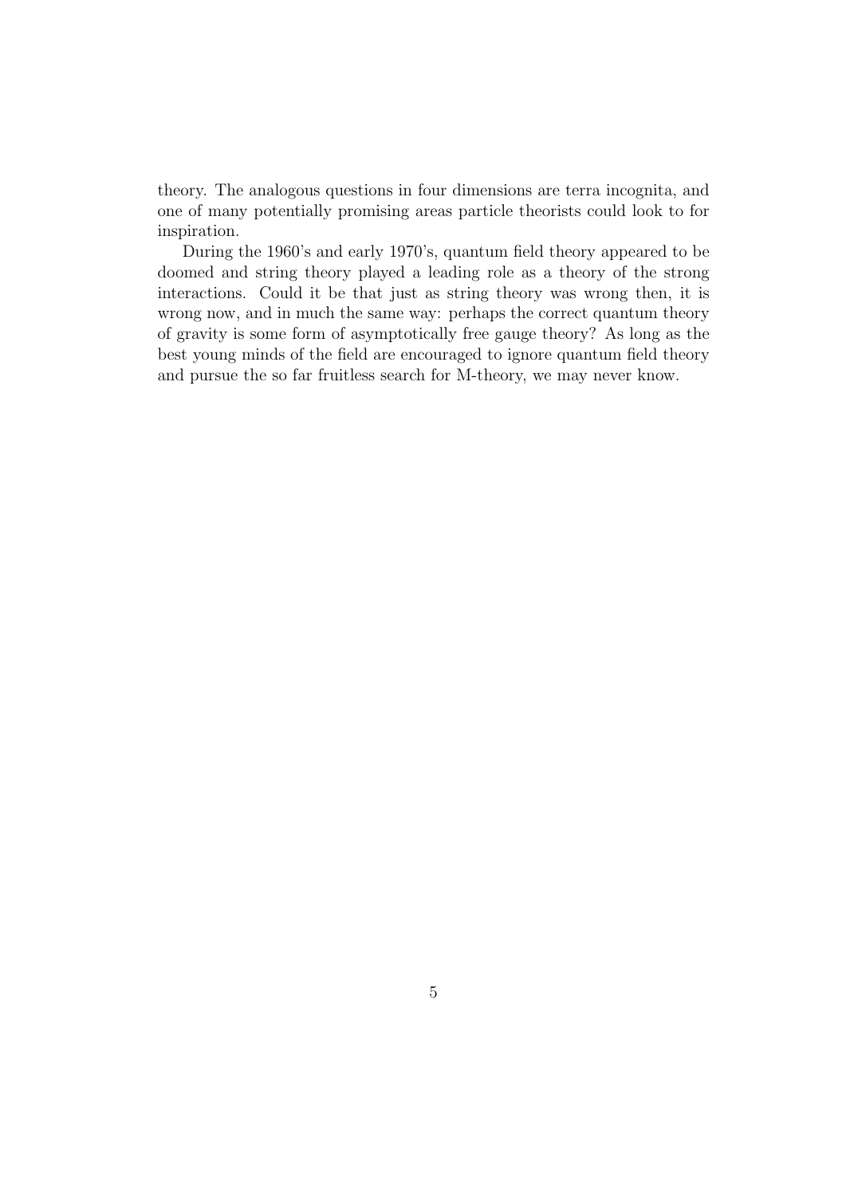theory. The analogous questions in four dimensions are terra incognita, and one of many potentially promising areas particle theorists could look to for inspiration.

During the 1960's and early 1970's, quantum field theory appeared to be doomed and string theory played a leading role as a theory of the strong interactions. Could it be that just as string theory was wrong then, it is wrong now, and in much the same way: perhaps the correct quantum theory of gravity is some form of asymptotically free gauge theory? As long as the best young minds of the field are encouraged to ignore quantum field theory and pursue the so far fruitless search for M-theory, we may never know.